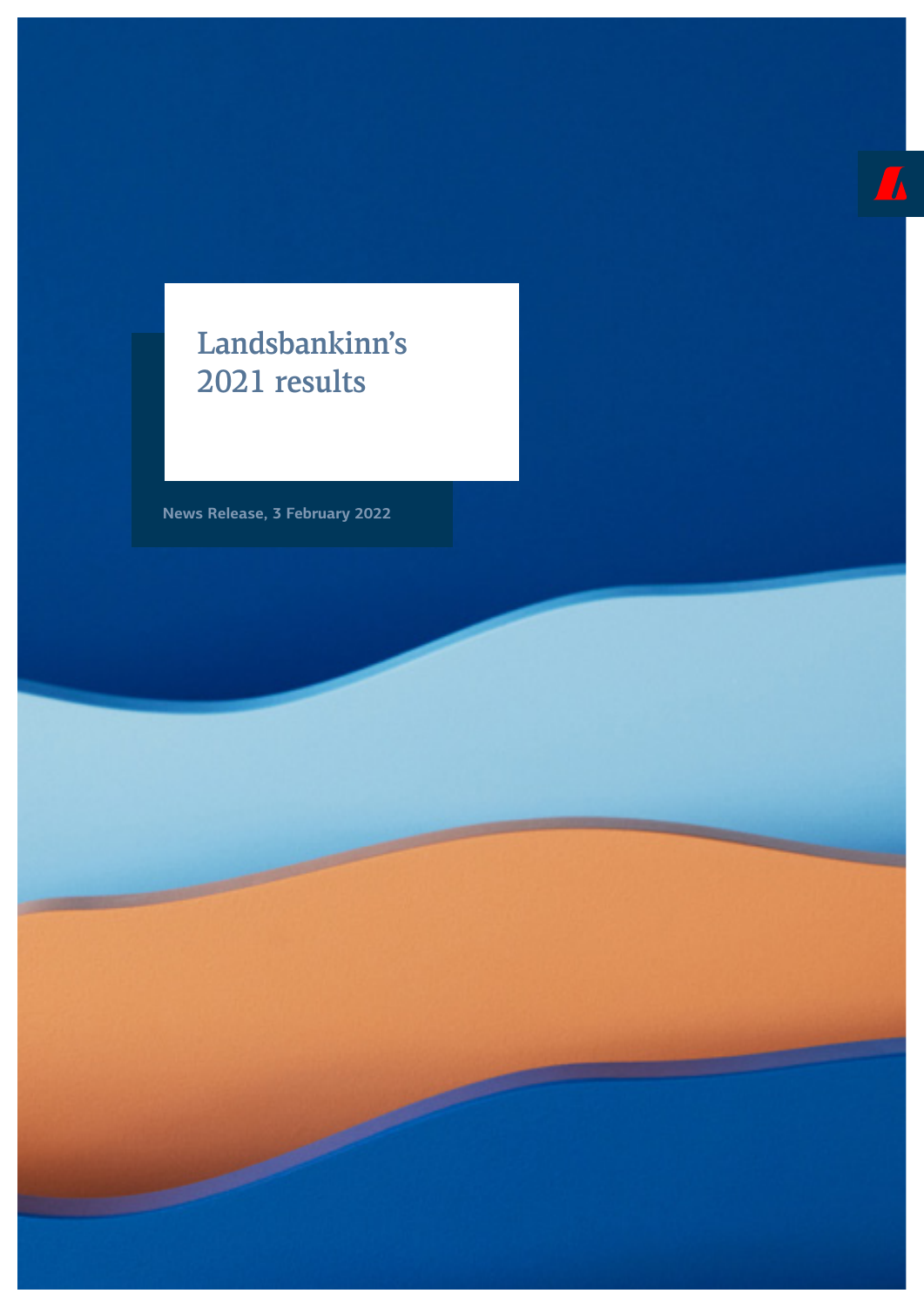# Landsbankinn's 2021 results

News Release, 3 February 2022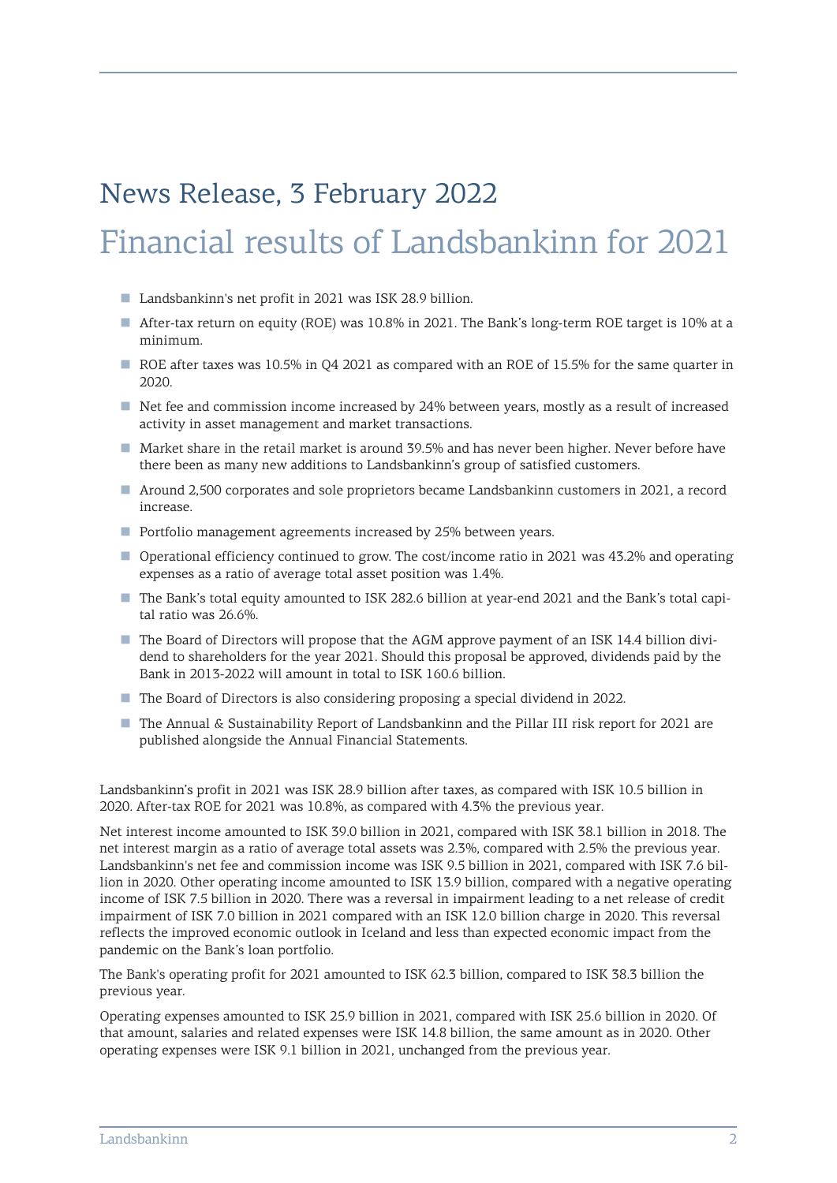# News Release, 3 February 2022

# Financial results of Landsbankinn for 2021

- Landsbankinn's net profit in 2021 was ISK 28.9 billion.
- After-tax return on equity (ROE) was 10.8% in 2021. The Bank's long-term ROE target is 10% at a minimum.
- ROE after taxes was 10.5% in Q4 2021 as compared with an ROE of 15.5% for the same quarter in 2020.
- Net fee and commission income increased by 24% between years, mostly as a result of increased activity in asset management and market transactions.
- Market share in the retail market is around 39.5% and has never been higher. Never before have there been as many new additions to Landsbankinn's group of satisfied customers.
- Around 2,500 corporates and sole proprietors became Landsbankinn customers in 2021, a record increase.
- Portfolio management agreements increased by 25% between years.
- Operational efficiency continued to grow. The cost/income ratio in 2021 was 43.2% and operating expenses as a ratio of average total asset position was 1.4%.
- The Bank's total equity amounted to ISK 282.6 billion at year-end 2021 and the Bank's total capital ratio was 26.6%.
- The Board of Directors will propose that the AGM approve payment of an ISK 14.4 billion dividend to shareholders for the year 2021. Should this proposal be approved, dividends paid by the Bank in 2013-2022 will amount in total to ISK 160.6 billion.
- The Board of Directors is also considering proposing a special dividend in 2022.
- The Annual & Sustainability Report of Landsbankinn and the Pillar III risk report for 2021 are published alongside the Annual Financial Statements.

Landsbankinn's profit in 2021 was ISK 28.9 billion after taxes, as compared with ISK 10.5 billion in 2020. After-tax ROE for 2021 was 10.8%, as compared with 4.3% the previous year.

Net interest income amounted to ISK 39.0 billion in 2021, compared with ISK 38.1 billion in 2018. The net interest margin as a ratio of average total assets was 2.3%, compared with 2.5% the previous year. Landsbankinn's net fee and commission income was ISK 9.5 billion in 2021, compared with ISK 7.6 billion in 2020. Other operating income amounted to ISK 13.9 billion, compared with a negative operating income of ISK 7.5 billion in 2020. There was a reversal in impairment leading to a net release of credit impairment of ISK 7.0 billion in 2021 compared with an ISK 12.0 billion charge in 2020. This reversal reflects the improved economic outlook in Iceland and less than expected economic impact from the pandemic on the Bank's loan portfolio.

The Bank's operating profit for 2021 amounted to ISK 62.3 billion, compared to ISK 38.3 billion the previous year.

Operating expenses amounted to ISK 25.9 billion in 2021, compared with ISK 25.6 billion in 2020. Of that amount, salaries and related expenses were ISK 14.8 billion, the same amount as in 2020. Other operating expenses were ISK 9.1 billion in 2021, unchanged from the previous year.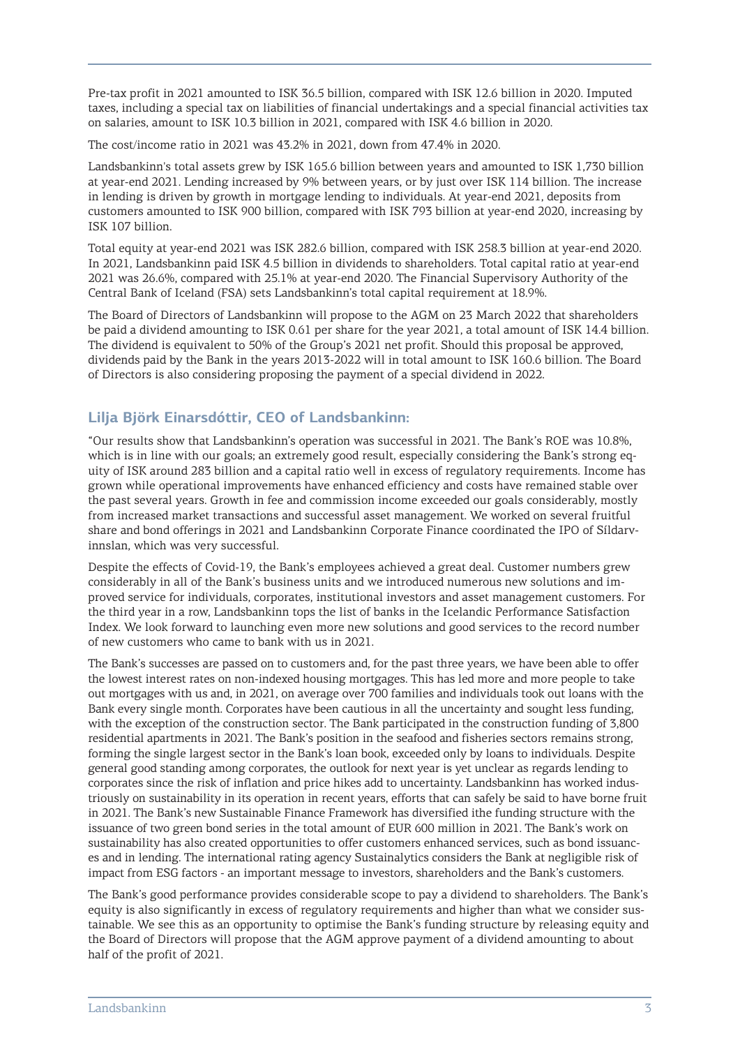Pre-tax profit in 2021 amounted to ISK 36.5 billion, compared with ISK 12.6 billion in 2020. Imputed taxes, including a special tax on liabilities of financial undertakings and a special financial activities tax on salaries, amount to ISK 10.3 billion in 2021, compared with ISK 4.6 billion in 2020.

The cost/income ratio in 2021 was 43.2% in 2021, down from 47.4% in 2020.

Landsbankinn's total assets grew by ISK 165.6 billion between years and amounted to ISK 1,730 billion at year-end 2021. Lending increased by 9% between years, or by just over ISK 114 billion. The increase in lending is driven by growth in mortgage lending to individuals. At year-end 2021, deposits from customers amounted to ISK 900 billion, compared with ISK 793 billion at year-end 2020, increasing by ISK 107 billion.

Total equity at year-end 2021 was ISK 282.6 billion, compared with ISK 258.3 billion at year-end 2020. In 2021, Landsbankinn paid ISK 4.5 billion in dividends to shareholders. Total capital ratio at year-end 2021 was 26.6%, compared with 25.1% at year-end 2020. The Financial Supervisory Authority of the Central Bank of Iceland (FSA) sets Landsbankinn's total capital requirement at 18.9%.

The Board of Directors of Landsbankinn will propose to the AGM on 23 March 2022 that shareholders be paid a dividend amounting to ISK 0.61 per share for the year 2021, a total amount of ISK 14.4 billion. The dividend is equivalent to 50% of the Group's 2021 net profit. Should this proposal be approved, dividends paid by the Bank in the years 2013-2022 will in total amount to ISK 160.6 billion. The Board of Directors is also considering proposing the payment of a special dividend in 2022.

## Lilja Björk Einarsdóttir, CEO of Landsbankinn:

"Our results show that Landsbankinn's operation was successful in 2021. The Bank's ROE was 10.8%, which is in line with our goals; an extremely good result, especially considering the Bank's strong equity of ISK around 283 billion and a capital ratio well in excess of regulatory requirements. Income has grown while operational improvements have enhanced efficiency and costs have remained stable over the past several years. Growth in fee and commission income exceeded our goals considerably, mostly from increased market transactions and successful asset management. We worked on several fruitful share and bond offerings in 2021 and Landsbankinn Corporate Finance coordinated the IPO of Síldarvinnslan, which was very successful.

Despite the effects of Covid-19, the Bank's employees achieved a great deal. Customer numbers grew considerably in all of the Bank's business units and we introduced numerous new solutions and improved service for individuals, corporates, institutional investors and asset management customers. For the third year in a row, Landsbankinn tops the list of banks in the Icelandic Performance Satisfaction Index. We look forward to launching even more new solutions and good services to the record number of new customers who came to bank with us in 2021.

The Bank's successes are passed on to customers and, for the past three years, we have been able to offer the lowest interest rates on non-indexed housing mortgages. This has led more and more people to take out mortgages with us and, in 2021, on average over 700 families and individuals took out loans with the Bank every single month. Corporates have been cautious in all the uncertainty and sought less funding, with the exception of the construction sector. The Bank participated in the construction funding of 3,800 residential apartments in 2021. The Bank's position in the seafood and fisheries sectors remains strong, forming the single largest sector in the Bank's loan book, exceeded only by loans to individuals. Despite general good standing among corporates, the outlook for next year is yet unclear as regards lending to corporates since the risk of inflation and price hikes add to uncertainty. Landsbankinn has worked industriously on sustainability in its operation in recent years, efforts that can safely be said to have borne fruit in 2021. The Bank's new Sustainable Finance Framework has diversified ithe funding structure with the issuance of two green bond series in the total amount of EUR 600 million in 2021. The Bank's work on sustainability has also created opportunities to offer customers enhanced services, such as bond issuances and in lending. The international rating agency Sustainalytics considers the Bank at negligible risk of impact from ESG factors - an important message to investors, shareholders and the Bank's customers.

The Bank's good performance provides considerable scope to pay a dividend to shareholders. The Bank's equity is also significantly in excess of regulatory requirements and higher than what we consider sustainable. We see this as an opportunity to optimise the Bank's funding structure by releasing equity and the Board of Directors will propose that the AGM approve payment of a dividend amounting to about half of the profit of 2021.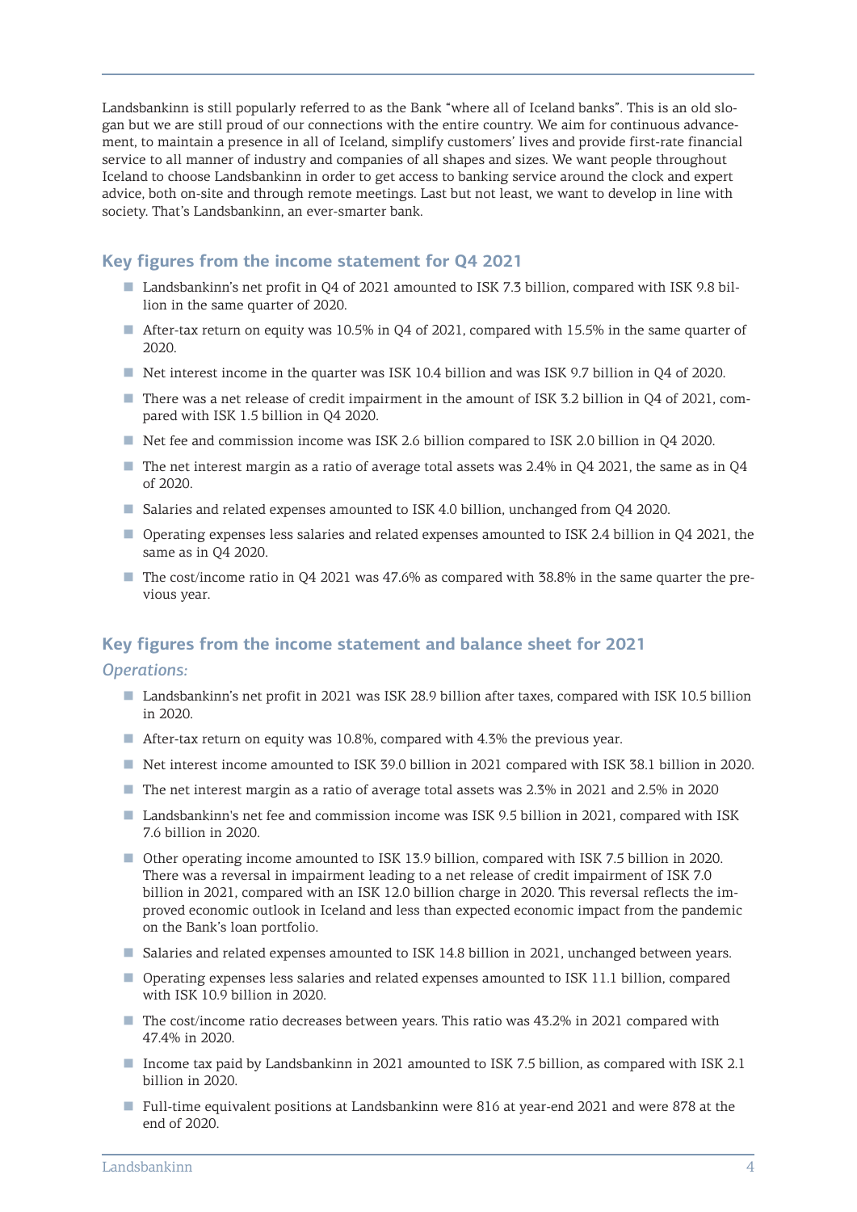Landsbankinn is still popularly referred to as the Bank "where all of Iceland banks". This is an old slogan but we are still proud of our connections with the entire country. We aim for continuous advancement, to maintain a presence in all of Iceland, simplify customers' lives and provide first-rate financial service to all manner of industry and companies of all shapes and sizes. We want people throughout Iceland to choose Landsbankinn in order to get access to banking service around the clock and expert advice, both on-site and through remote meetings. Last but not least, we want to develop in line with society. That's Landsbankinn, an ever-smarter bank.

## Key figures from the income statement for Q4 2021

- Landsbankinn's net profit in Q4 of 2021 amounted to ISK 7.3 billion, compared with ISK 9.8 billion in the same quarter of 2020.
- After-tax return on equity was 10.5% in Q4 of 2021, compared with 15.5% in the same quarter of 2020.
- Net interest income in the quarter was ISK 10.4 billion and was ISK 9.7 billion in Q4 of 2020.
- There was a net release of credit impairment in the amount of ISK 3.2 billion in Q4 of 2021, compared with ISK 1.5 billion in Q4 2020.
- Net fee and commission income was ISK 2.6 billion compared to ISK 2.0 billion in Q4 2020.
- The net interest margin as a ratio of average total assets was 2.4% in Q4 2021, the same as in Q4 of 2020.
- Salaries and related expenses amounted to ISK 4.0 billion, unchanged from Q4 2020.
- Operating expenses less salaries and related expenses amounted to ISK 2.4 billion in Q4 2021, the same as in Q4 2020.
- The cost/income ratio in Q4 2021 was 47.6% as compared with 38.8% in the same quarter the previous year.

## Key figures from the income statement and balance sheet for 2021

### *Operations:*

- Landsbankinn's net profit in 2021 was ISK 28.9 billion after taxes, compared with ISK 10.5 billion in 2020.
- After-tax return on equity was 10.8%, compared with 4.3% the previous year.
- Net interest income amounted to ISK 39.0 billion in 2021 compared with ISK 38.1 billion in 2020.
- The net interest margin as a ratio of average total assets was 2.3% in 2021 and 2.5% in 2020
- Landsbankinn's net fee and commission income was ISK 9.5 billion in 2021, compared with ISK 7.6 billion in 2020.
- Other operating income amounted to ISK 13.9 billion, compared with ISK 7.5 billion in 2020. There was a reversal in impairment leading to a net release of credit impairment of ISK 7.0 billion in 2021, compared with an ISK 12.0 billion charge in 2020. This reversal reflects the improved economic outlook in Iceland and less than expected economic impact from the pandemic on the Bank's loan portfolio.
- Salaries and related expenses amounted to ISK 14.8 billion in 2021, unchanged between years.
- Operating expenses less salaries and related expenses amounted to ISK 11.1 billion, compared with ISK 10.9 billion in 2020.
- The cost/income ratio decreases between years. This ratio was 43.2% in 2021 compared with 47.4% in 2020.
- Income tax paid by Landsbankinn in 2021 amounted to ISK 7.5 billion, as compared with ISK 2.1 billion in 2020.
- Full-time equivalent positions at Landsbankinn were 816 at year-end 2021 and were 878 at the end of 2020.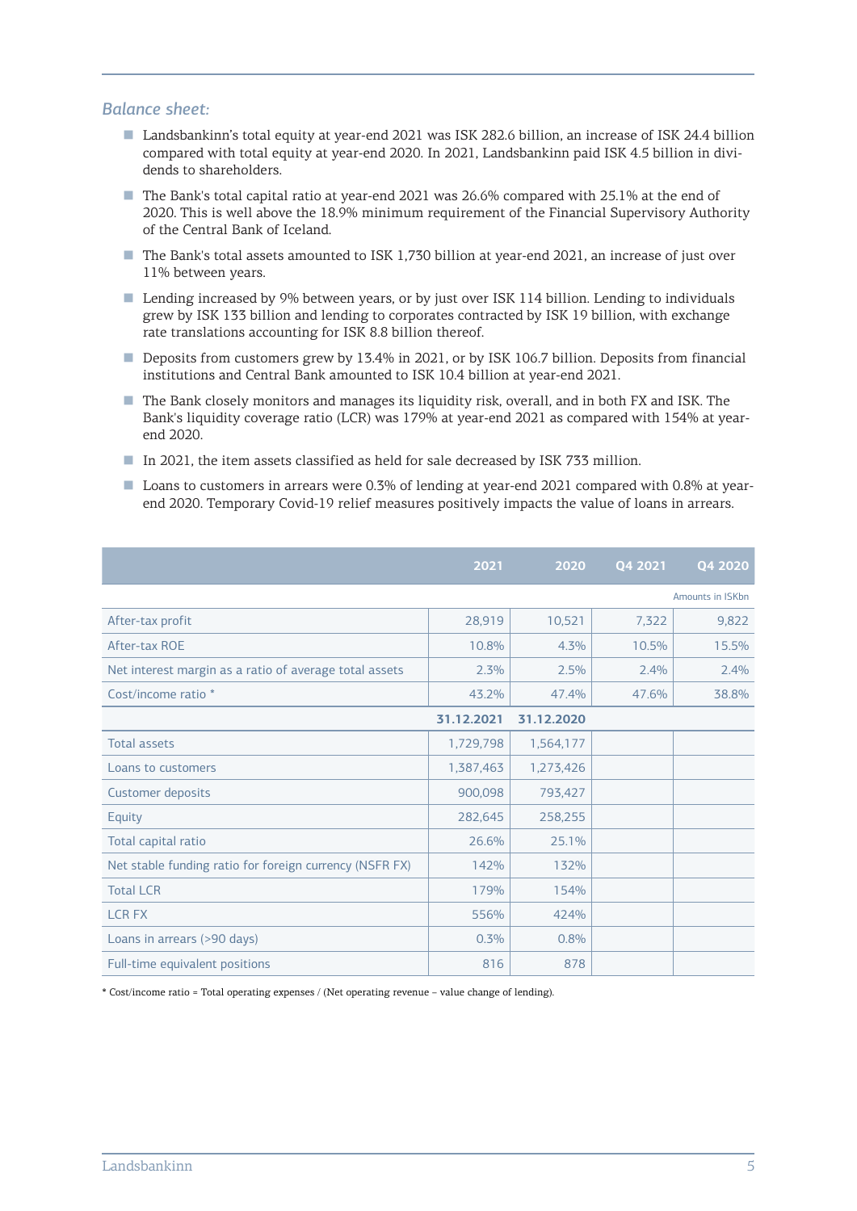### *Balance sheet:*

- Landsbankinn's total equity at year-end 2021 was ISK 282.6 billion, an increase of ISK 24.4 billion compared with total equity at year-end 2020. In 2021, Landsbankinn paid ISK 4.5 billion in dividends to shareholders.
- The Bank's total capital ratio at year-end 2021 was 26.6% compared with 25.1% at the end of 2020. This is well above the 18.9% minimum requirement of the Financial Supervisory Authority of the Central Bank of Iceland.
- The Bank's total assets amounted to ISK 1,730 billion at year-end 2021, an increase of just over 11% between years.
- Lending increased by 9% between years, or by just over ISK 114 billion. Lending to individuals grew by ISK 133 billion and lending to corporates contracted by ISK 19 billion, with exchange rate translations accounting for ISK 8.8 billion thereof.
- Deposits from customers grew by 13.4% in 2021, or by ISK 106.7 billion. Deposits from financial institutions and Central Bank amounted to ISK 10.4 billion at year-end 2021.
- The Bank closely monitors and manages its liquidity risk, overall, and in both FX and ISK. The Bank's liquidity coverage ratio (LCR) was 179% at year-end 2021 as compared with 154% at year-end 2020.
- In 2021, the item assets classified as held for sale decreased by ISK 733 million.
- Loans to customers in arrears were 0.3% of lending at year-end 2021 compared with 0.8% at year-end 2020. Temporary Covid-19 relief measures positively impacts the value of loans in arrears.

| | 2021 | 2020 | Q4 2021 | Q4 2020 |
|---|---|---|---|---|
| | | | | Amounts in ISKbn |
| After-tax profit | 28,919 | 10,521 | 7,322 | 9,822 |
| After-tax ROE | 10.8% | 4.3% | 10.5% | 15.5% |
| Net interest margin as a ratio of average total assets | 2.3% | 2.5% | 2.4% | 2.4% |
| Cost/income ratio * | 43.2% | 47.4% | 47.6% | 38.8% |
| | **31.12.2021** | **31.12.2020** | | |
| Total assets | 1,729,798 | 1,564,177 | | |
| Loans to customers | 1,387,463 | 1,273,426 | | |
| Customer deposits | 900,098 | 793,427 | | |
| Equity | 282,645 | 258,255 | | |
| Total capital ratio | 26.6% | 25.1% | | |
| Net stable funding ratio for foreign currency (NSFR FX) | 142% | 132% | | |
| Total LCR | 179% | 154% | | |
| LCR FX | 556% | 424% | | |
| Loans in arrears (>90 days) | 0.3% | 0.8% | | |
| Full-time equivalent positions | 816 | 878 | | |

* Cost/income ratio = Total operating expenses / (Net operating revenue – value change of lending).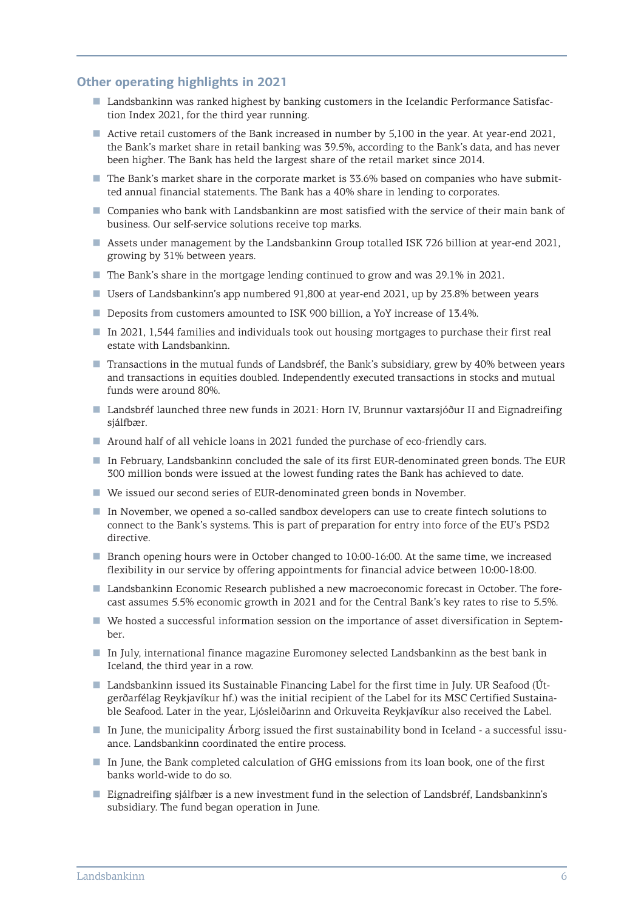## Other operating highlights in 2021

- Landsbankinn was ranked highest by banking customers in the Icelandic Performance Satisfaction Index 2021, for the third year running.
- Active retail customers of the Bank increased in number by 5,100 in the year. At year-end 2021, the Bank's market share in retail banking was 39.5%, according to the Bank's data, and has never been higher. The Bank has held the largest share of the retail market since 2014.
- The Bank's market share in the corporate market is 33.6% based on companies who have submitted annual financial statements. The Bank has a 40% share in lending to corporates.
- Companies who bank with Landsbankinn are most satisfied with the service of their main bank of business. Our self-service solutions receive top marks.
- Assets under management by the Landsbankinn Group totalled ISK 726 billion at year-end 2021, growing by 31% between years.
- The Bank's share in the mortgage lending continued to grow and was 29.1% in 2021.
- Users of Landsbankinn's app numbered 91,800 at year-end 2021, up by 23.8% between years
- Deposits from customers amounted to ISK 900 billion, a YoY increase of 13.4%.
- In 2021, 1,544 families and individuals took out housing mortgages to purchase their first real estate with Landsbankinn.
- Transactions in the mutual funds of Landsbréf, the Bank's subsidiary, grew by 40% between years and transactions in equities doubled. Independently executed transactions in stocks and mutual funds were around 80%.
- Landsbréf launched three new funds in 2021: Horn IV, Brunnur vaxtarsjóður II and Eignadreifing sjálfbær.
- Around half of all vehicle loans in 2021 funded the purchase of eco-friendly cars.
- In February, Landsbankinn concluded the sale of its first EUR-denominated green bonds. The EUR 300 million bonds were issued at the lowest funding rates the Bank has achieved to date.
- We issued our second series of EUR-denominated green bonds in November.
- In November, we opened a so-called sandbox developers can use to create fintech solutions to connect to the Bank's systems. This is part of preparation for entry into force of the EU's PSD2 directive.
- Branch opening hours were in October changed to 10:00-16:00. At the same time, we increased flexibility in our service by offering appointments for financial advice between 10:00-18:00.
- Landsbankinn Economic Research published a new macroeconomic forecast in October. The forecast assumes 5.5% economic growth in 2021 and for the Central Bank's key rates to rise to 5.5%.
- We hosted a successful information session on the importance of asset diversification in September.
- In July, international finance magazine Euromoney selected Landsbankinn as the best bank in Iceland, the third year in a row.
- Landsbankinn issued its Sustainable Financing Label for the first time in July. UR Seafood (Útgerðarfélag Reykjavíkur hf.) was the initial recipient of the Label for its MSC Certified Sustainable Seafood. Later in the year, Ljósleiðarinn and Orkuveita Reykjavíkur also received the Label.
- In June, the municipality Árborg issued the first sustainability bond in Iceland - a successful issuance. Landsbankinn coordinated the entire process.
- In June, the Bank completed calculation of GHG emissions from its loan book, one of the first banks world-wide to do so.
- Eignadreifing sjálfbær is a new investment fund in the selection of Landsbréf, Landsbankinn's subsidiary. The fund began operation in June.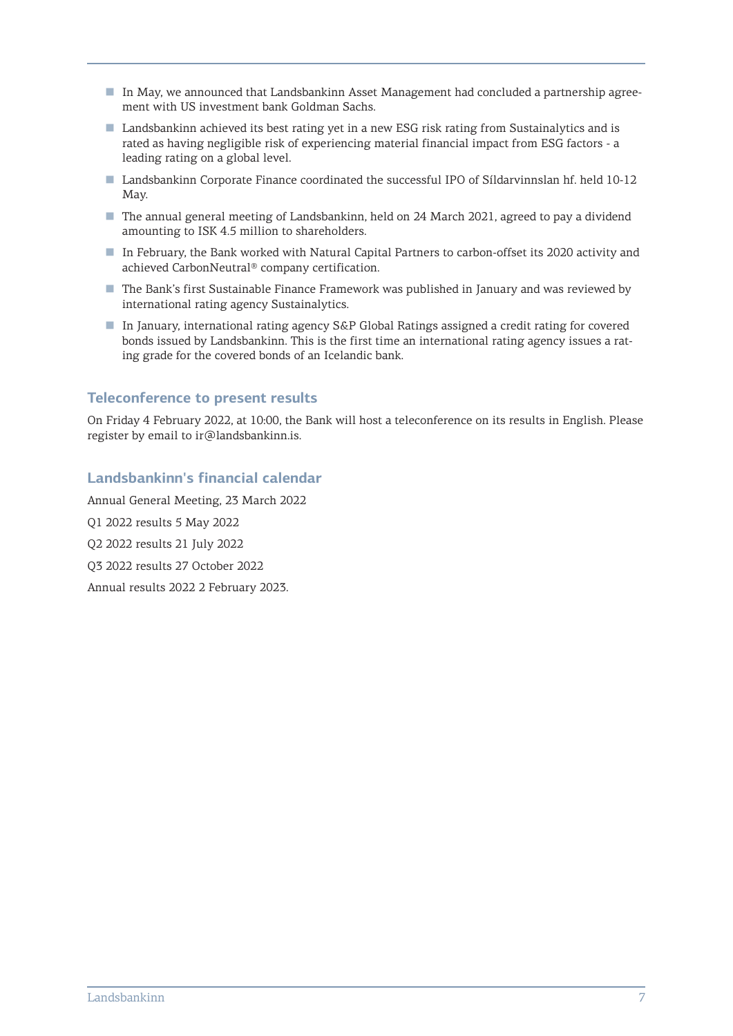- In May, we announced that Landsbankinn Asset Management had concluded a partnership agreement with US investment bank Goldman Sachs.
- Landsbankinn achieved its best rating yet in a new ESG risk rating from Sustainalytics and is rated as having negligible risk of experiencing material financial impact from ESG factors - a leading rating on a global level.
- Landsbankinn Corporate Finance coordinated the successful IPO of Síldarvinnslan hf. held 10-12 May.
- The annual general meeting of Landsbankinn, held on 24 March 2021, agreed to pay a dividend amounting to ISK 4.5 million to shareholders.
- In February, the Bank worked with Natural Capital Partners to carbon-offset its 2020 activity and achieved CarbonNeutral® company certification.
- The Bank's first Sustainable Finance Framework was published in January and was reviewed by international rating agency Sustainalytics.
- In January, international rating agency S&P Global Ratings assigned a credit rating for covered bonds issued by Landsbankinn. This is the first time an international rating agency issues a rating grade for the covered bonds of an Icelandic bank.

## Teleconference to present results

On Friday 4 February 2022, at 10:00, the Bank will host a teleconference on its results in English. Please register by email to ir@landsbankinn.is.

## Landsbankinn's financial calendar

Annual General Meeting, 23 March 2022

Q1 2022 results 5 May 2022

Q2 2022 results 21 July 2022

Q3 2022 results 27 October 2022

Annual results 2022 2 February 2023.